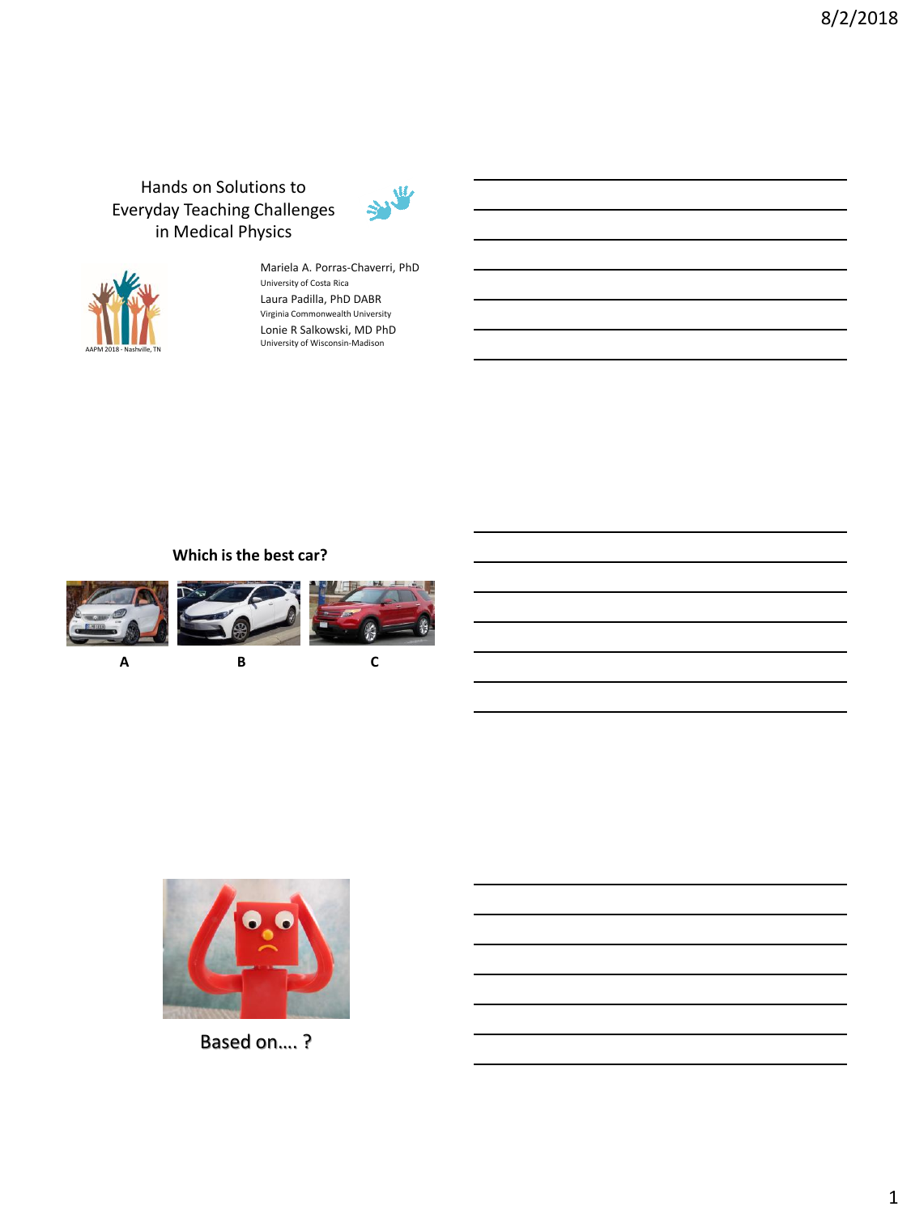# Hands on Solutions to Everyday Teaching Challenges in Medical Physics

AAPM 2018 - Nashville, TN

Mariela A. Porras-Chaverri, PhD
University of Costa Rica

Laura Padilla, PhD DABR
Virginia Commonwealth University

Lonie R Salkowski, MD PhD
University of Wisconsin-Madison

**Which is the best car?**

A B C

Based on…. ?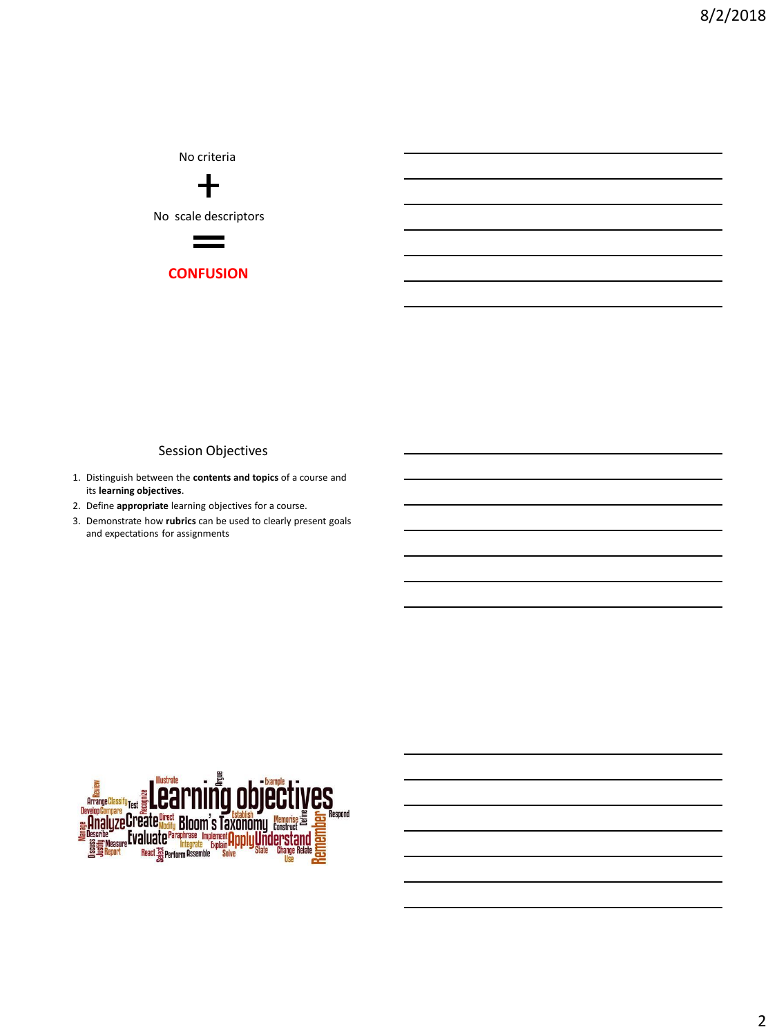No criteria

+

No scale descriptors

=

**CONFUSION**

## Session Objectives

1. Distinguish between the **contents and topics** of a course and its **learning objectives**.
2. Define **appropriate** learning objectives for a course.
3. Demonstrate how **rubrics** can be used to clearly present goals and expectations for assignments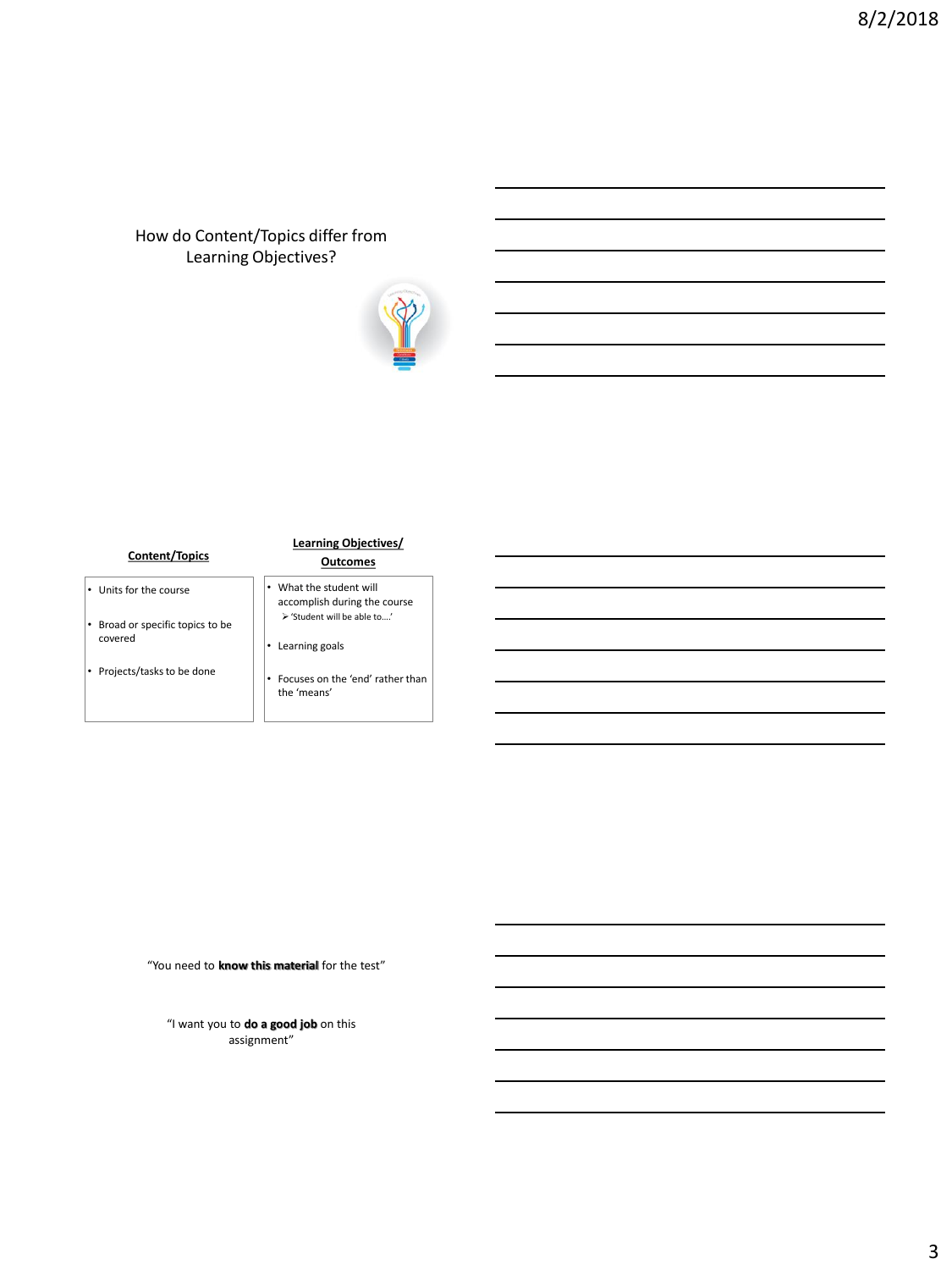## How do Content/Topics differ from Learning Objectives?

| **Content/Topics** | **Learning Objectives/ Outcomes** |
| --- | --- |
| • Units for the course<br>• Broad or specific topics to be covered<br>• Projects/tasks to be done | • What the student will accomplish during the course<br>  ➢ 'Student will be able to….'<br>• Learning goals<br>• Focuses on the 'end' rather than the 'means' |

"You need to **know this material** for the test"

"I want you to **do a good job** on this assignment"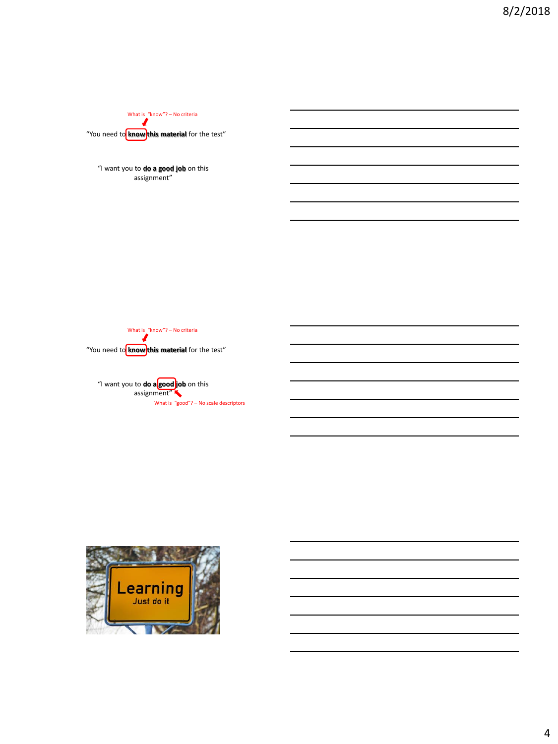What is "know"? – No criteria

"You need to **know this material** for the test"

"I want you to **do a good job** on this assignment"

---

What is "know"? – No criteria

"You need to **know this material** for the test"

"I want you to **do a good job** on this assignment"

What is "good"? – No scale descriptors

---

Learning

Just do it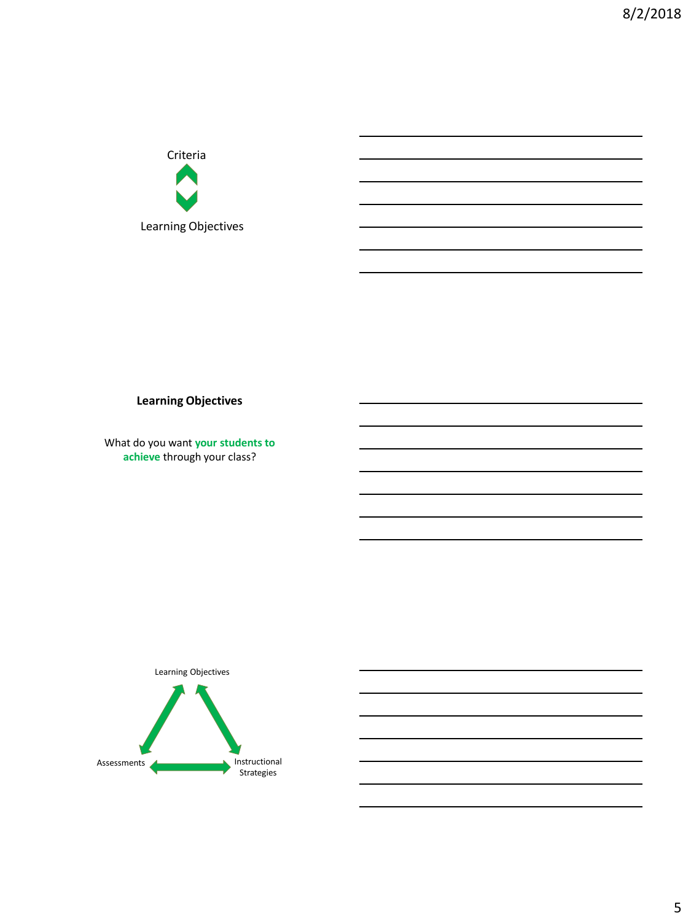Criteria

Learning Objectives

**Learning Objectives**

What do you want **your students to achieve** through your class?

Learning Objectives

Assessments

Instructional Strategies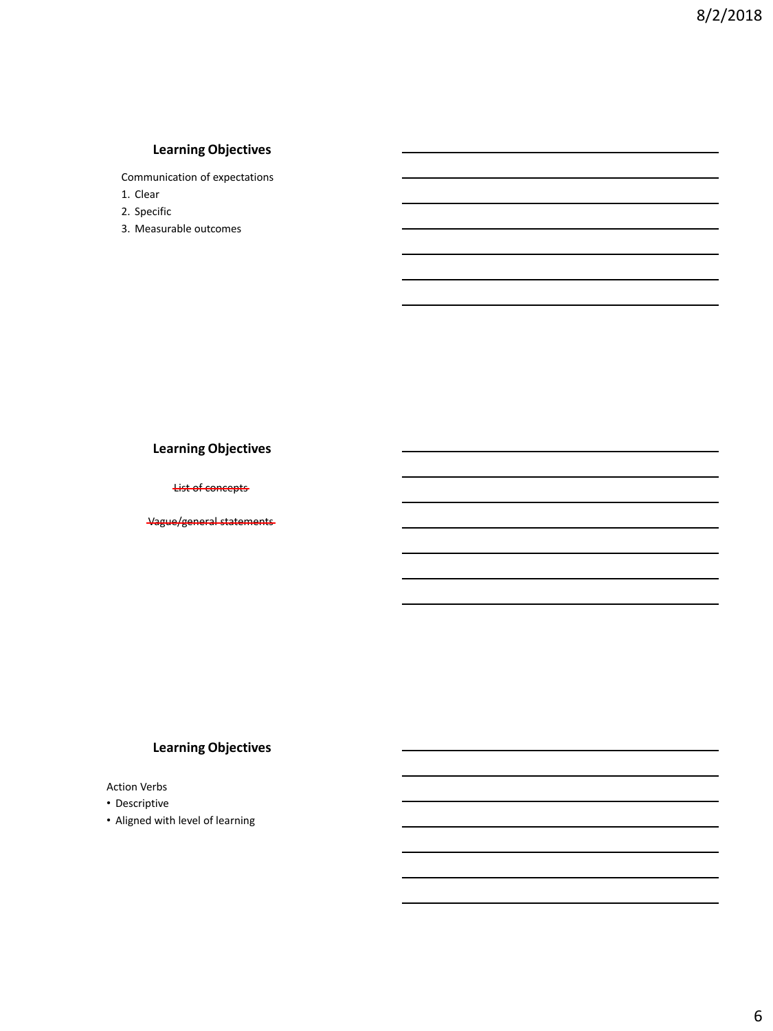## Learning Objectives

Communication of expectations

1. Clear
2. Specific
3. Measurable outcomes

## Learning Objectives

~~List of concepts~~

~~Vague/general statements~~

## Learning Objectives

Action Verbs

- Descriptive
- Aligned with level of learning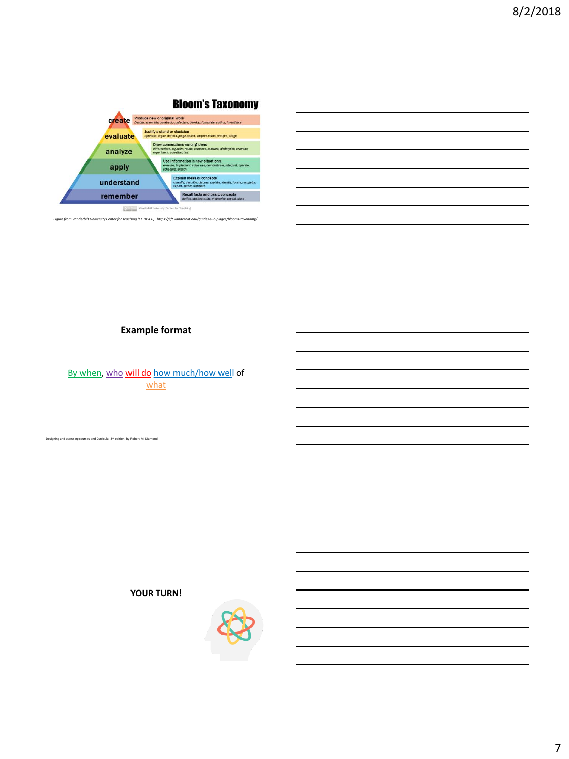## Bloom's Taxonomy

| | |
|---|---|
| create | Produce new or original work<br>Design, assemble, construct, conjecture, develop, formulate, author, investigate |
| evaluate | Justify a stand or decision<br>appraise, argue, defend, judge, select, support, value, critique, weigh |
| analyze | Draw connections among ideas<br>differentiate, organize, relate, compare, contrast, distinguish, examine, experiment, question, test |
| apply | Use information in new situations<br>execute, implement, solve, use, demonstrate, interpret, operate, schedule, sketch |
| understand | Explain ideas or concepts<br>classify, describe, discuss, explain, identify, locate, recognize, report, select, translate |
| remember | Recall facts and basic concepts<br>define, duplicate, list, memorize, repeat, state |

Vanderbilt University Center for Teaching

*Figure from Vanderbilt University Center for Teaching (CC BY 4.0). https://cft.vanderbilt.edu/guides-sub-pages/blooms-taxonomy/*

**Example format**

By when, who will do how much/how well of what

Designing and assessing courses and Curricula, 3rd edition by Robert M. Diamond

**YOUR TURN!**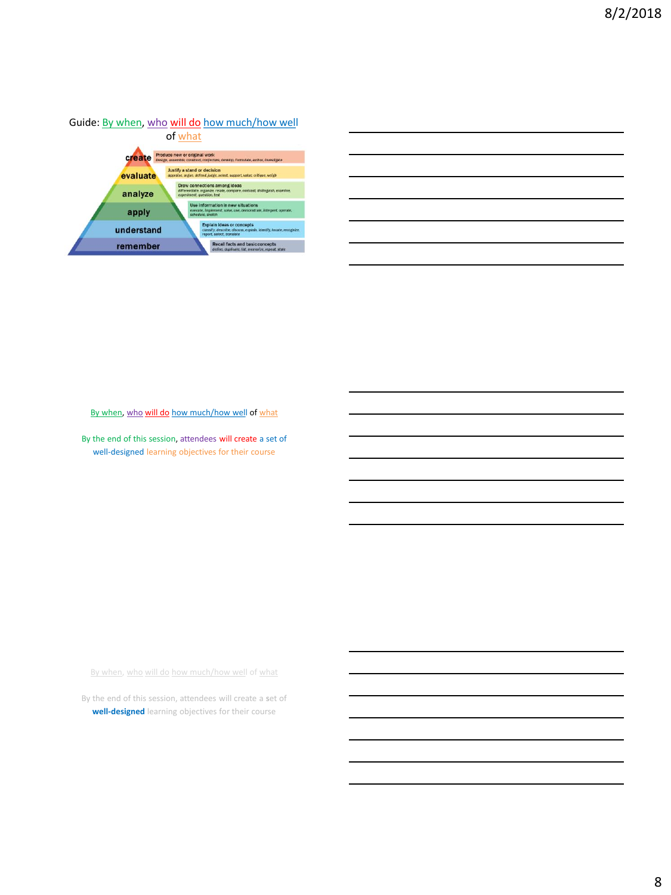Guide: By when, who will do how much/how well of what

| Level | Description | Verbs |
| --- | --- | --- |
| create | Produce new or original work | Design, assemble, construct, conjecture, develop, formulate, author, investigate |
| evaluate | Justify a stand or decision | appraise, argue, defend, judge, select, support, value, critique, weigh |
| analyze | Draw connections among ideas | differentiate, organize, relate, compare, contrast, distinguish, examine, experiment, question, test |
| apply | Use information in new situations | execute, implement, solve, use, demonstrate, interpret, operate, schedule, sketch |
| understand | Explain ideas or concepts | classify, describe, discuss, explain, identify, locate, recognize, report, select, translate |
| remember | Recall facts and basic concepts | define, duplicate, list, memorize, repeat, state |

By when, who will do how much/how well of what

By the end of this session, attendees will create a set of well-designed learning objectives for their course

By when, who will do how much/how well of what

By the end of this session, attendees will create a set of **well-designed** learning objectives for their course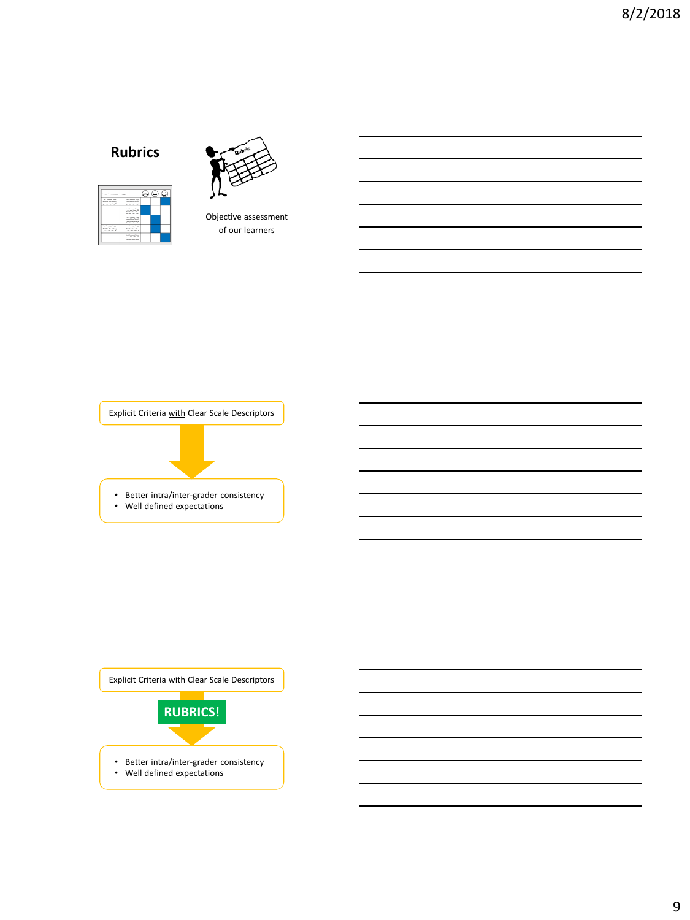## Rubrics

Objective assessment of our learners

---

Explicit Criteria with Clear Scale Descriptors

- Better intra/inter-grader consistency
- Well defined expectations

---

Explicit Criteria with Clear Scale Descriptors

**RUBRICS!**

- Better intra/inter-grader consistency
- Well defined expectations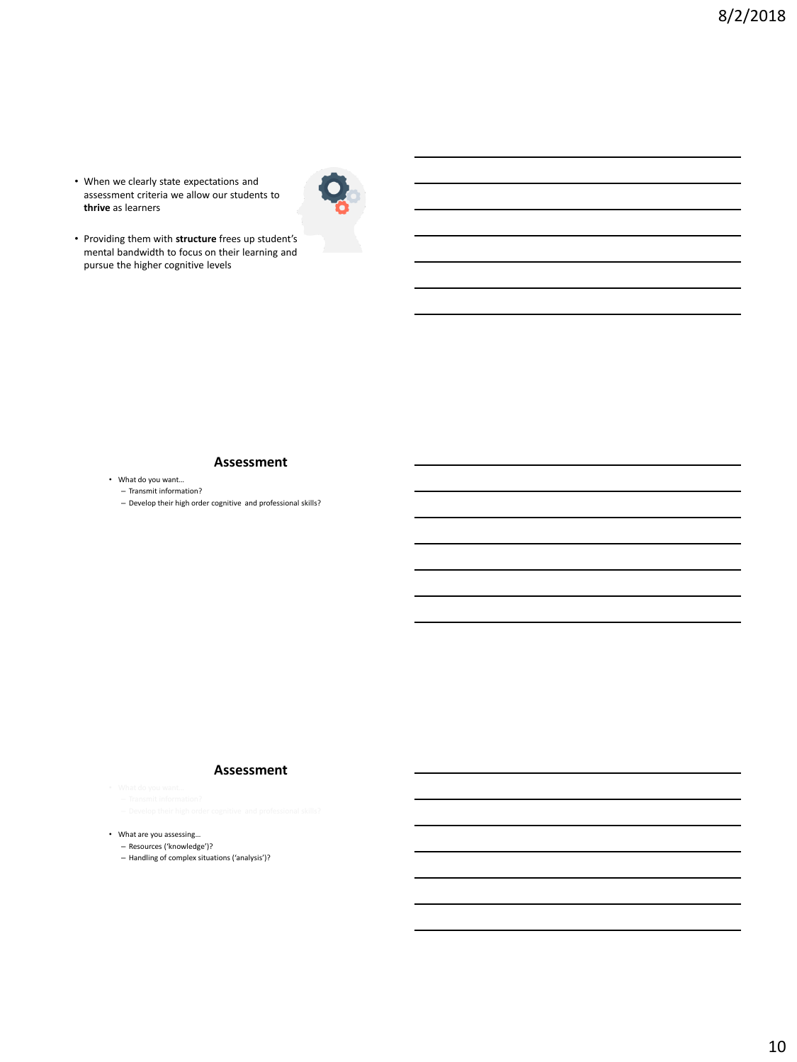- When we clearly state expectations and assessment criteria we allow our students to **thrive** as learners
- Providing them with **structure** frees up student's mental bandwidth to focus on their learning and pursue the higher cognitive levels

## Assessment

- What do you want…
  - Transmit information?
  - Develop their high order cognitive and professional skills?

## Assessment

- What do you want…
  - Transmit information?
  - Develop their high order cognitive and professional skills?
- What are you assessing…
  - Resources ('knowledge')?
  - Handling of complex situations ('analysis')?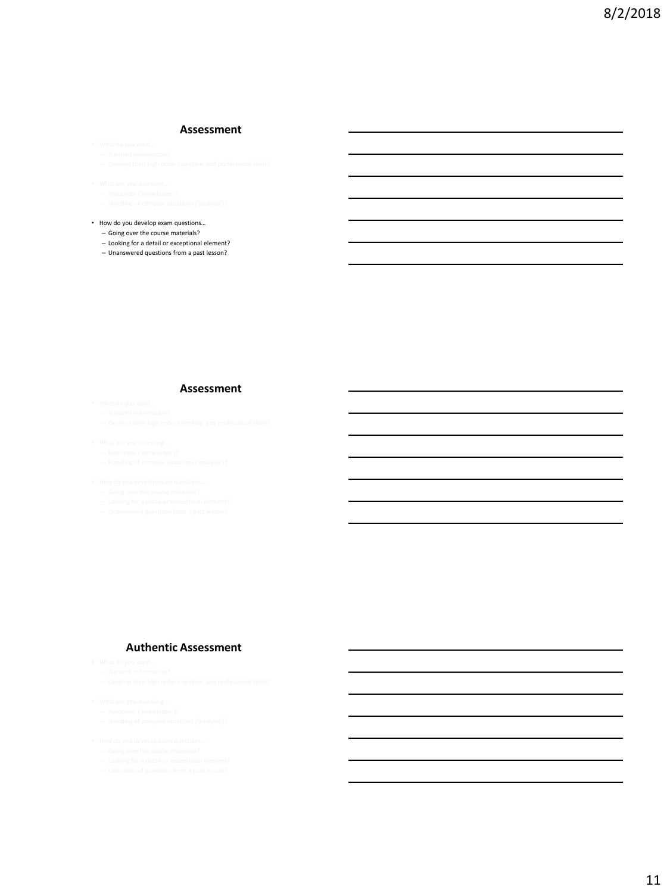## Assessment

- What do you want…
  - Transmit information?
  - Develop their high order cognitive and professional skills?
- What are you assessing…
  - Resources ("knowledge")?
  - Handling of complex situations ("analysis")?
- How do you develop exam questions…
  - Going over the course materials?
  - Looking for a detail or exceptional element?
  - Unanswered questions from a past lesson?

## Assessment

- What do you want…
  - Transmit information?
  - Develop their high order cognitive and professional skills?
- What are you assessing…
  - Resources ("knowledge")?
  - Handling of complex situations ("analysis")?
- How do you develop exam questions…
  - Going over the course materials?
  - Looking for a detail or exceptional element?
  - Unanswered questions from a past lesson?

## Authentic Assessment

- What do you want…
  - Transmit information?
  - Develop their high order cognitive and professional skills?
- What are you assessing…
  - Resources ("knowledge")?
  - Handling of complex situations ("analysis")?
- How do you develop exam questions…
  - Going over the course materials?
  - Looking for a detail or exceptional element?
  - Unanswered questions from a past lesson?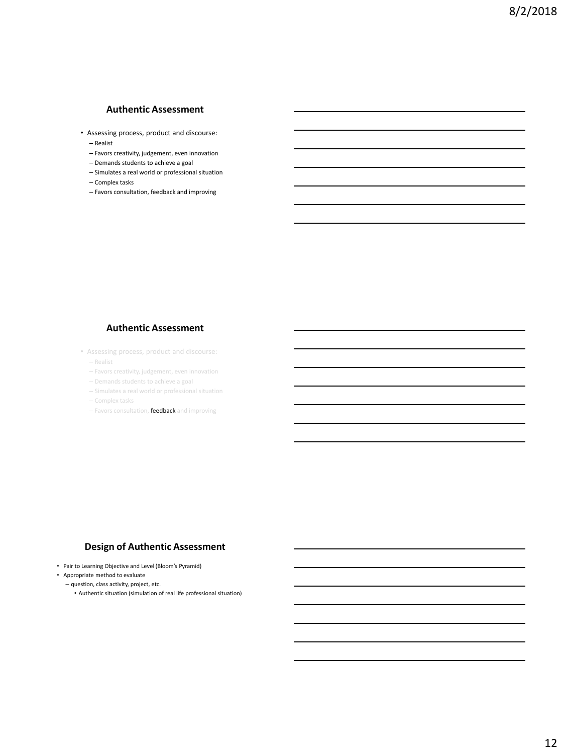## Authentic Assessment

- Assessing process, product and discourse:
  - Realist
  - Favors creativity, judgement, even innovation
  - Demands students to achieve a goal
  - Simulates a real world or professional situation
  - Complex tasks
  - Favors consultation, feedback and improving

## Authentic Assessment

- Assessing process, product and discourse:
  - Realist
  - Favors creativity, judgement, even innovation
  - Demands students to achieve a goal
  - Simulates a real world or professional situation
  - Complex tasks
  - Favors consultation, **feedback** and improving

## Design of Authentic Assessment

- Pair to Learning Objective and Level (Bloom's Pyramid)
- Appropriate method to evaluate
  - question, class activity, project, etc.
    - Authentic situation (simulation of real life professional situation)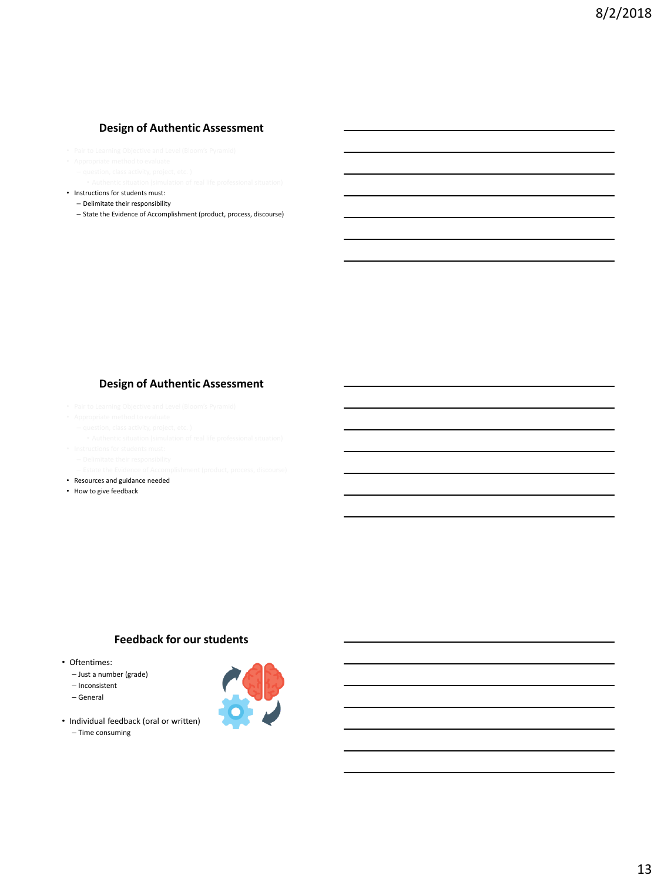## Design of Authentic Assessment

- Pair to Learning Objective and Level (Bloom's Pyramid)
- Appropriate method to evaluate
  - question, class activity, project, etc.)
    - Authentic situation (simulation of real life professional situation)
- Instructions for students must:
  - Delimitate their responsibility
  - State the Evidence of Accomplishment (product, process, discourse)

## Design of Authentic Assessment

- Pair to Learning Objective and Level (Bloom's Pyramid)
- Appropriate method to evaluate
  - question, class activity, project, etc.)
    - Authentic situation (simulation of real life professional situation)
- Instructions for students must:
  - Delimitate their responsibility
  - Estate the Evidence of Accomplishment (product, process, discourse)
- Resources and guidance needed
- How to give feedback

## Feedback for our students

- Oftentimes:
  - Just a number (grade)
  - Inconsistent
  - General
- Individual feedback (oral or written)
  - Time consuming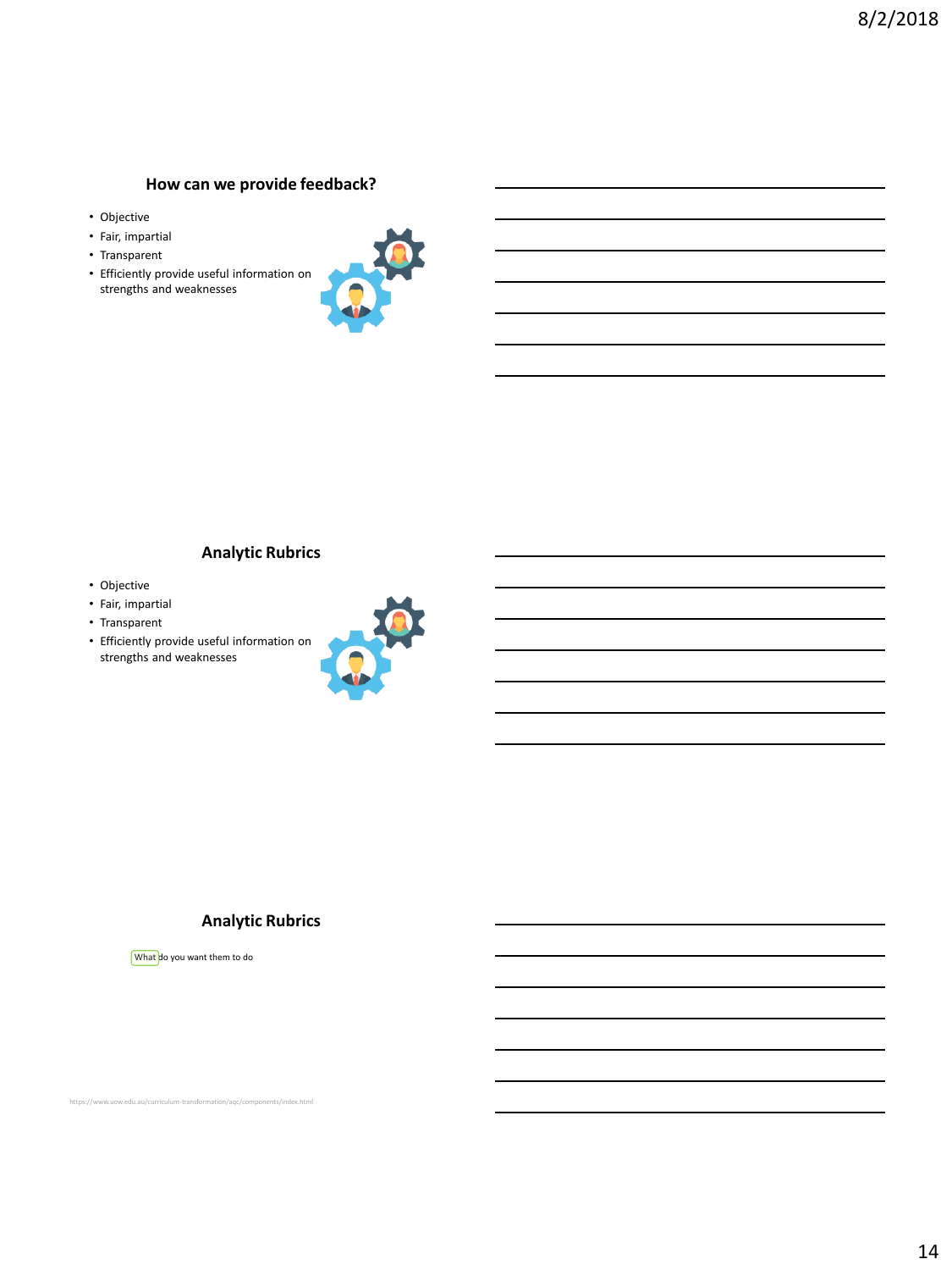## How can we provide feedback?

- Objective
- Fair, impartial
- Transparent
- Efficiently provide useful information on strengths and weaknesses

## Analytic Rubrics

- Objective
- Fair, impartial
- Transparent
- Efficiently provide useful information on strengths and weaknesses

## Analytic Rubrics

What do you want them to do

https://www.uow.edu.au/curriculum-transformation/aqc/components/index.html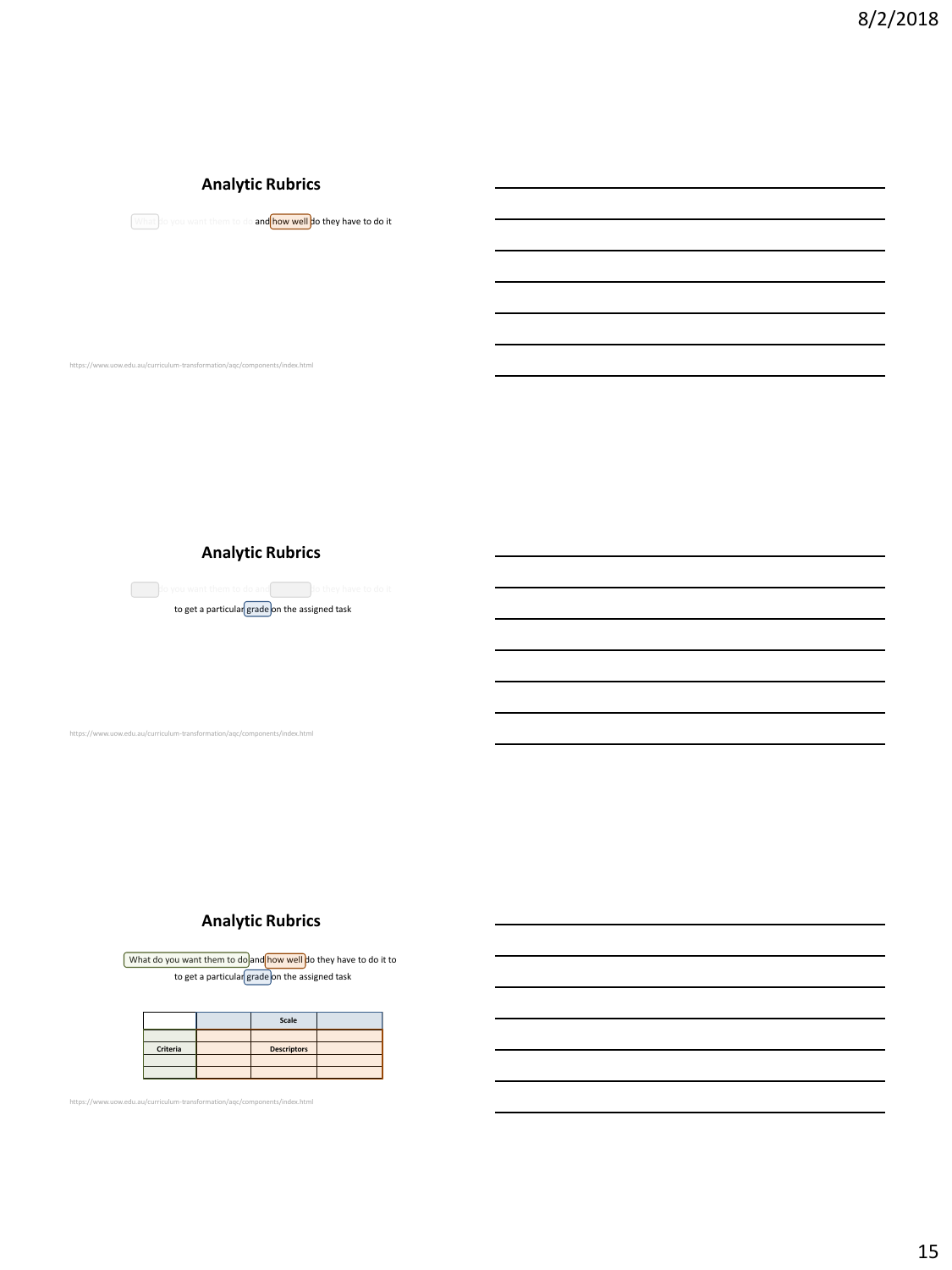## Analytic Rubrics

What do you want them to do and how well do they have to do it

https://www.uow.edu.au/curriculum-transformation/aqc/components/index.html

## Analytic Rubrics

What do you want them to do and how well do they have to do it

to get a particular grade on the assigned task

https://www.uow.edu.au/curriculum-transformation/aqc/components/index.html

## Analytic Rubrics

What do you want them to do and how well do they have to do it to

to get a particular grade on the assigned task

| | | Scale | |
|---|---|---|---|
| | | | |
| Criteria | | Descriptors | |
| | | | |
| | | | |

https://www.uow.edu.au/curriculum-transformation/aqc/components/index.html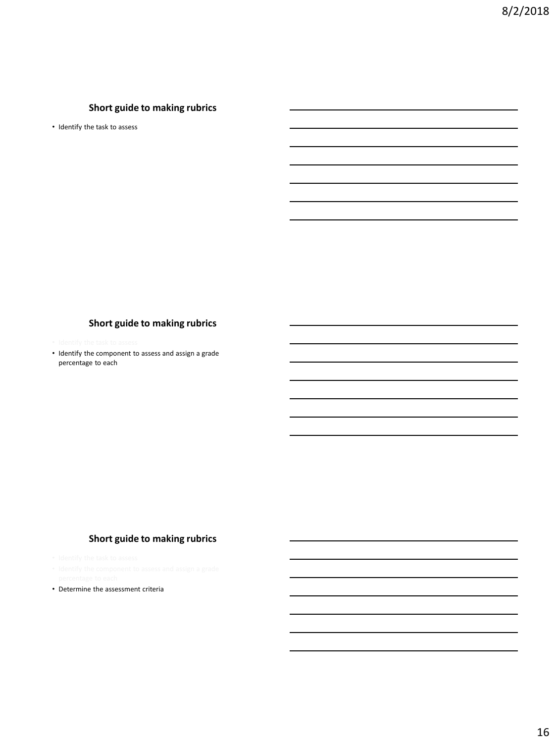## Short guide to making rubrics

- Identify the task to assess

## Short guide to making rubrics

- Identify the task to assess
- Identify the component to assess and assign a grade percentage to each

## Short guide to making rubrics

- Identify the task to assess
- Identify the component to assess and assign a grade percentage to each
- Determine the assessment criteria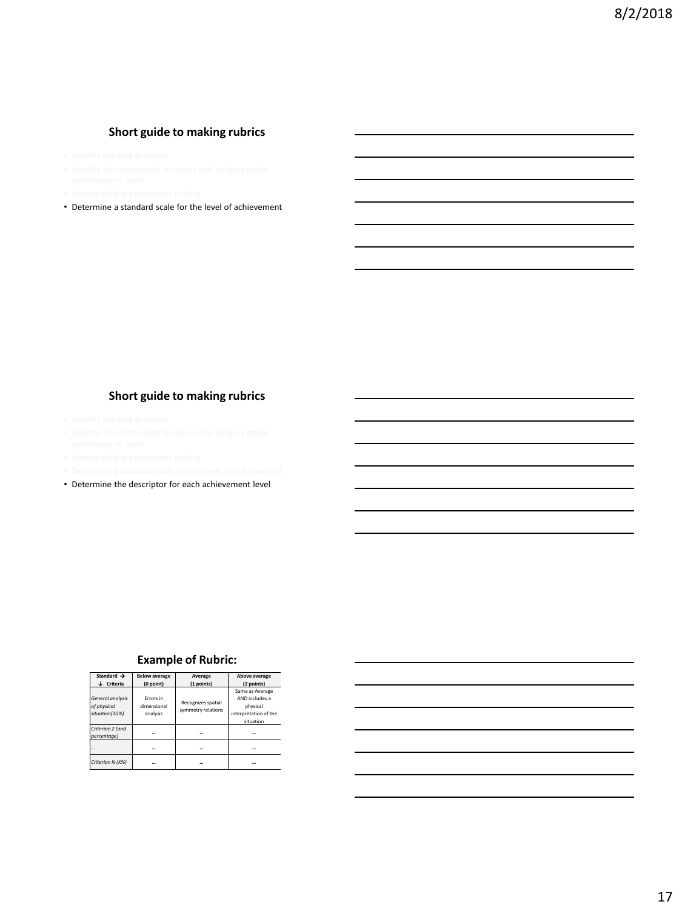## Short guide to making rubrics

- Identify the task to assess
- Identify the component to assess and assign a grade percentage to each
- Determine the assessment criteria
- Determine a standard scale for the level of achievement

## Short guide to making rubrics

- Identify the task to assess
- Identify the component to assess and assign a grade percentage to each
- Determine the assessment criteria
- Determine a standard scale for the level of achievement
- Determine the descriptor for each achievement level

## Example of Rubric:

| Standard → ↓ Criteria | Below average (0 point) | Average (1 points) | Above average (2 points) |
|---|---|---|---|
| *General analysis of physical situation(10%)* | Errors in dimensional analysis | Recognizes spatial symmetry relations | Same as Average AND includes a physical interpretation of the situation |
| *Criterion 2 (and percentage)* | … | … | … |
| *…* | … | … | … |
| *Criterion N (X%)* | … | … | … |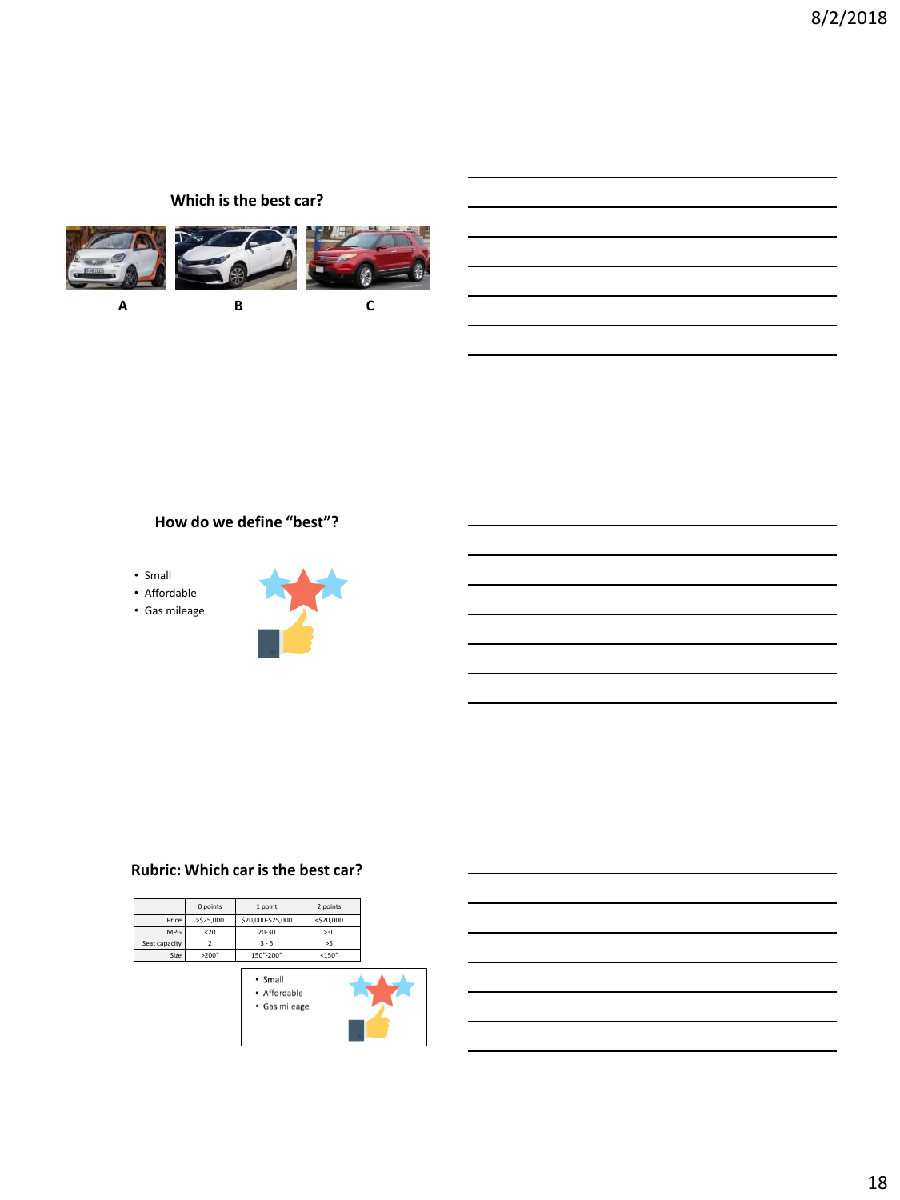## Which is the best car?

A B C

## How do we define "best"?

- Small
- Affordable
- Gas mileage

## Rubric: Which car is the best car?

| | 0 points | 1 point | 2 points |
|---|---|---|---|
| Price | >$25,000 | $20,000-$25,000 | <$20,000 |
| MPG | <20 | 20-30 | >30 |
| Seat capacity | 2 | 3 - 5 | >5 |
| Size | >200" | 150"-200" | <150" |

- Small
- Affordable
- Gas mileage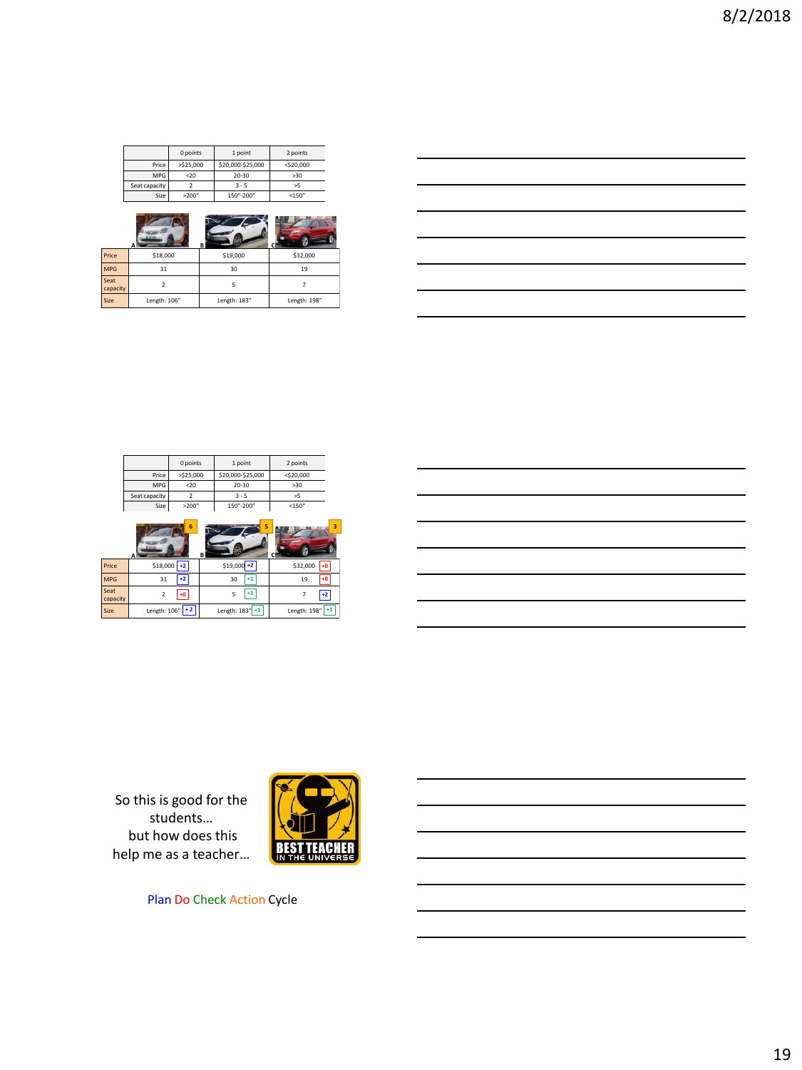| | 0 points | 1 point | 2 points |
|---|---|---|---|
| Price | >$25,000 | $20,000-$25,000 | <$20,000 |
| MPG | <20 | 20-30 | >30 |
| Seat capacity | 2 | 3 - 5 | >5 |
| Size | >200" | 150"-200" | <150" |

| | A | B | C |
|---|---|---|---|
| Price | $18,000 | $19,000 | $32,000 |
| MPG | 31 | 30 | 19 |
| Seat capacity | 2 | 5 | 7 |
| Size | Length: 106" | Length: 183" | Length: 198" |

| | 0 points | 1 point | 2 points |
|---|---|---|---|
| Price | >$25,000 | $20,000-$25,000 | <$20,000 |
| MPG | <20 | 20-30 | >30 |
| Seat capacity | 2 | 3 - 5 | >5 |
| Size | >200" | 150"-200" | <150" |

| | A (6) | B (5) | C (3) |
|---|---|---|---|
| Price | $18,000 +2 | $19,000 +2 | $32,000 +0 |
| MPG | 31 +2 | 30 +1 | 19 +0 |
| Seat capacity | 2 +0 | 5 +1 | 7 +2 |
| Size | Length: 106" + 2 | Length: 183" +1 | Length: 198" +1 |

So this is good for the students…
but how does this help me as a teacher…

BEST TEACHER IN THE UNIVERSE

Plan Do Check Action Cycle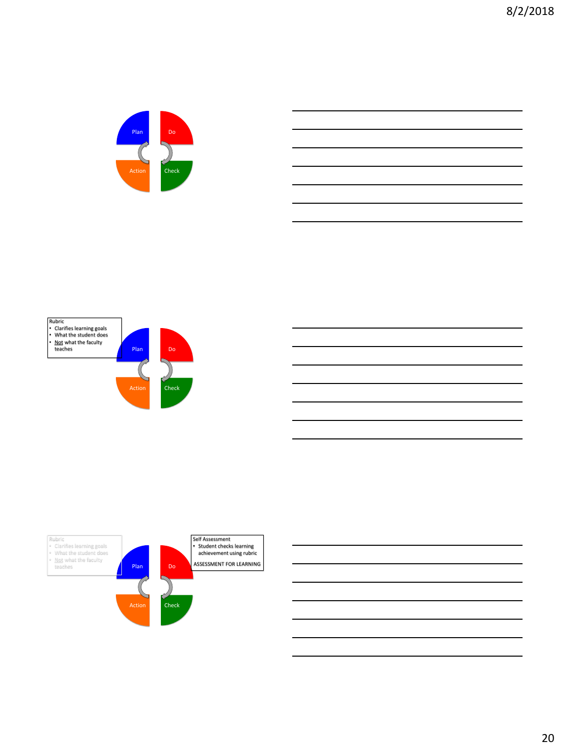Plan

Do

Action

Check

---

Rubric
- Clarifies learning goals
- What the student does
- Not what the faculty teaches

Plan

Do

Action

Check

---

Rubric
- Clarifies learning goals
- What the student does
- Not what the faculty teaches

Self Assessment
- Student checks learning achievement using rubric

ASSESSMENT FOR LEARNING

Plan

Do

Action

Check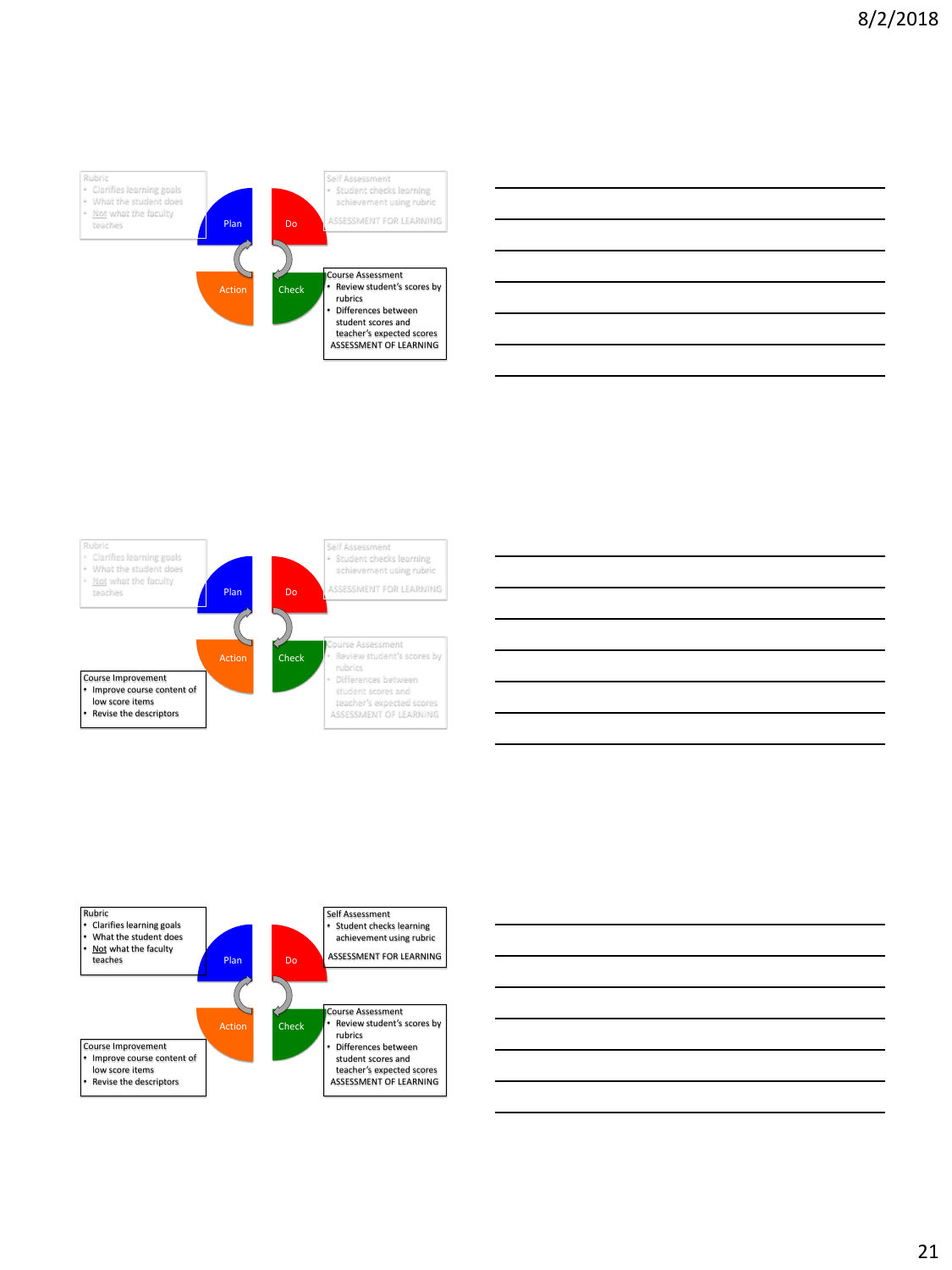Rubric
- Clarifies learning goals
- What the student does
- Not what the faculty teaches

Plan | Do | Action | Check

Self Assessment
- Student checks learning achievement using rubric

ASSESSMENT FOR LEARNING

Course Assessment
- Review student's scores by rubrics
- Differences between student scores and teacher's expected scores

ASSESSMENT OF LEARNING

---

Rubric
- Clarifies learning goals
- What the student does
- Not what the faculty teaches

Plan | Do | Action | Check

Self Assessment
- Student checks learning achievement using rubric

ASSESSMENT FOR LEARNING

Course Improvement
- Improve course content of low score items
- Revise the descriptors

Course Assessment
- Review student's scores by rubrics
- Differences between student scores and teacher's expected scores

ASSESSMENT OF LEARNING

---

Rubric
- Clarifies learning goals
- What the student does
- Not what the faculty teaches

Plan | Do | Action | Check

Self Assessment
- Student checks learning achievement using rubric

ASSESSMENT FOR LEARNING

Course Improvement
- Improve course content of low score items
- Revise the descriptors

Course Assessment
- Review student's scores by rubrics
- Differences between student scores and teacher's expected scores

ASSESSMENT OF LEARNING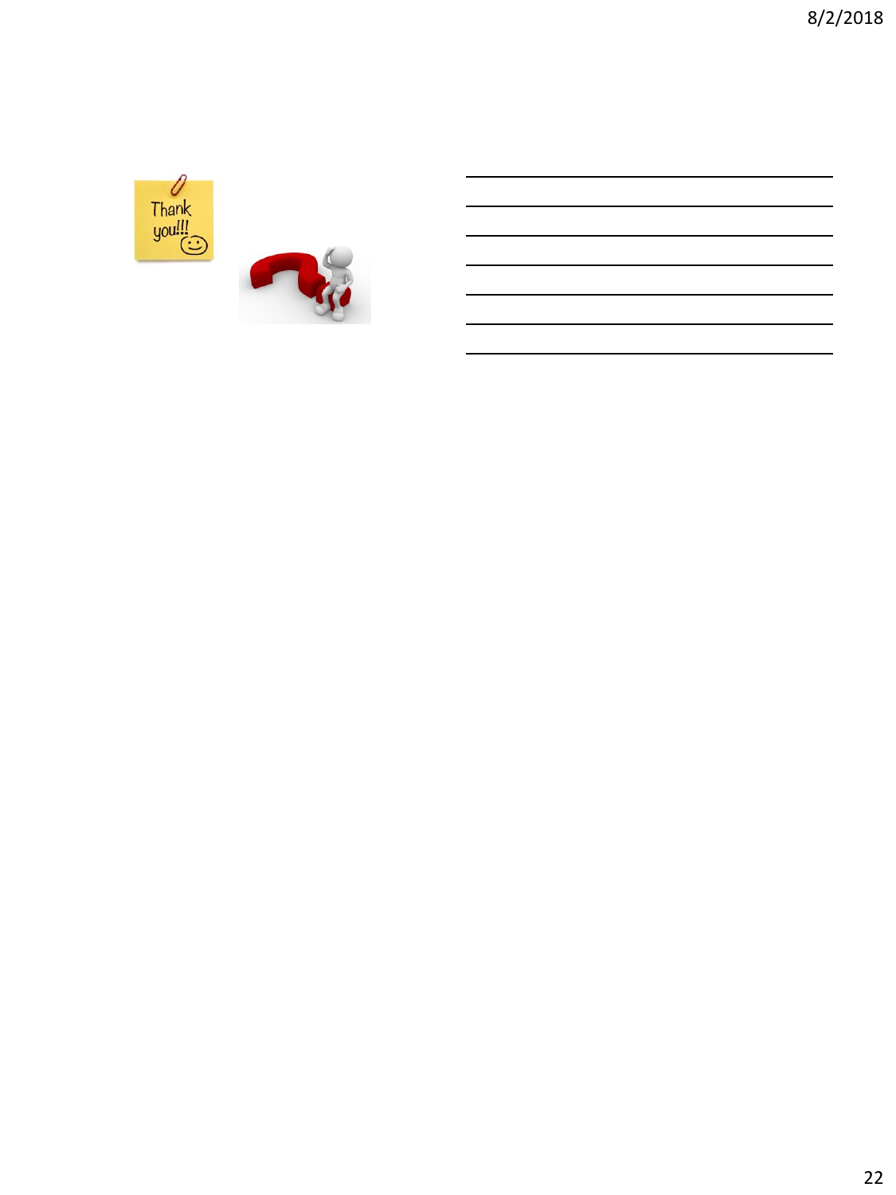Thank you!!!